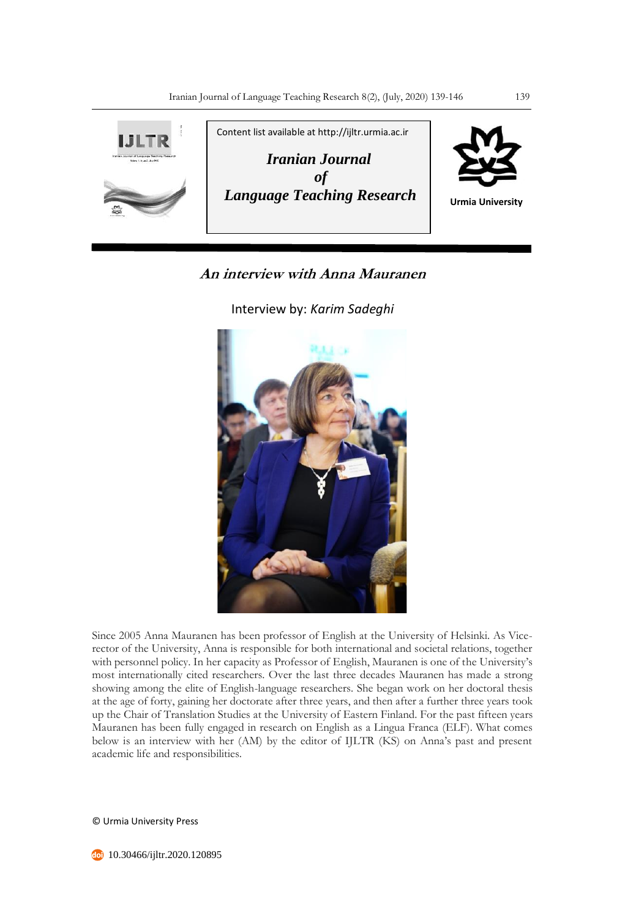Content list available at http://ijltr.urmia.ac.ir

*Iranian Journal of Language Teaching Research*

Urmia University

# *An interview with Anna Mauranen*

Interview by: *Karim Sadeghi*

Since 2005 Anna Mauranen has been professor of English at the University of Helsinki. As Vice-rector of the University, Anna is responsible for both international and societal relations, together with personnel policy. In her capacity as Professor of English, Mauranen is one of the University's most internationally cited researchers. Over the last three decades Mauranen has made a strong showing among the elite of English-language researchers. She began work on her doctoral thesis at the age of forty, gaining her doctorate after three years, and then after a further three years took up the Chair of Translation Studies at the University of Eastern Finland. For the past fifteen years Mauranen has been fully engaged in research on English as a Lingua Franca (ELF). What comes below is an interview with her (AM) by the editor of IJLTR (KS) on Anna's past and present academic life and responsibilities.

© Urmia University Press

10.30466/ijltr.2020.120895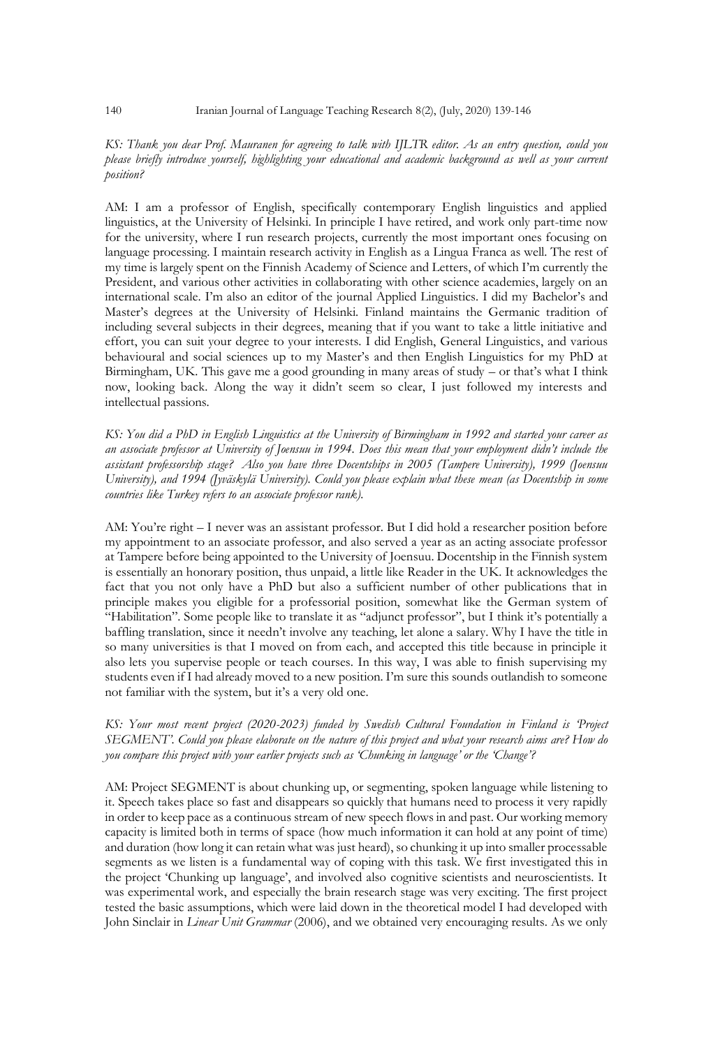*KS: Thank you dear Prof. Mauranen for agreeing to talk with IJLTR editor. As an entry question, could you please briefly introduce yourself, highlighting your educational and academic background as well as your current position?*

AM: I am a professor of English, specifically contemporary English linguistics and applied linguistics, at the University of Helsinki. In principle I have retired, and work only part-time now for the university, where I run research projects, currently the most important ones focusing on language processing. I maintain research activity in English as a Lingua Franca as well. The rest of my time is largely spent on the Finnish Academy of Science and Letters, of which I'm currently the President, and various other activities in collaborating with other science academies, largely on an international scale. I'm also an editor of the journal Applied Linguistics. I did my Bachelor's and Master's degrees at the University of Helsinki. Finland maintains the Germanic tradition of including several subjects in their degrees, meaning that if you want to take a little initiative and effort, you can suit your degree to your interests. I did English, General Linguistics, and various behavioural and social sciences up to my Master's and then English Linguistics for my PhD at Birmingham, UK. This gave me a good grounding in many areas of study – or that's what I think now, looking back. Along the way it didn't seem so clear, I just followed my interests and intellectual passions.

*KS: You did a PhD in English Linguistics at the University of Birmingham in 1992 and started your career as an associate professor at University of Joensuu in 1994. Does this mean that your employment didn't include the assistant professorship stage? Also you have three Docentships in 2005 (Tampere University), 1999 (Joensuu University), and 1994 (Jyväskylä University). Could you please explain what these mean (as Docentship in some countries like Turkey refers to an associate professor rank).*

AM: You're right – I never was an assistant professor. But I did hold a researcher position before my appointment to an associate professor, and also served a year as an acting associate professor at Tampere before being appointed to the University of Joensuu. Docentship in the Finnish system is essentially an honorary position, thus unpaid, a little like Reader in the UK. It acknowledges the fact that you not only have a PhD but also a sufficient number of other publications that in principle makes you eligible for a professorial position, somewhat like the German system of "Habilitation". Some people like to translate it as "adjunct professor", but I think it's potentially a baffling translation, since it needn't involve any teaching, let alone a salary. Why I have the title in so many universities is that I moved on from each, and accepted this title because in principle it also lets you supervise people or teach courses. In this way, I was able to finish supervising my students even if I had already moved to a new position. I'm sure this sounds outlandish to someone not familiar with the system, but it's a very old one.

*KS: Your most recent project (2020-2023) funded by Swedish Cultural Foundation in Finland is 'Project SEGMENT'. Could you please elaborate on the nature of this project and what your research aims are? How do you compare this project with your earlier projects such as 'Chunking in language' or the 'Change'?*

AM: Project SEGMENT is about chunking up, or segmenting, spoken language while listening to it. Speech takes place so fast and disappears so quickly that humans need to process it very rapidly in order to keep pace as a continuous stream of new speech flows in and past. Our working memory capacity is limited both in terms of space (how much information it can hold at any point of time) and duration (how long it can retain what was just heard), so chunking it up into smaller processable segments as we listen is a fundamental way of coping with this task. We first investigated this in the project 'Chunking up language', and involved also cognitive scientists and neuroscientists. It was experimental work, and especially the brain research stage was very exciting. The first project tested the basic assumptions, which were laid down in the theoretical model I had developed with John Sinclair in *Linear Unit Grammar* (2006), and we obtained very encouraging results. As we only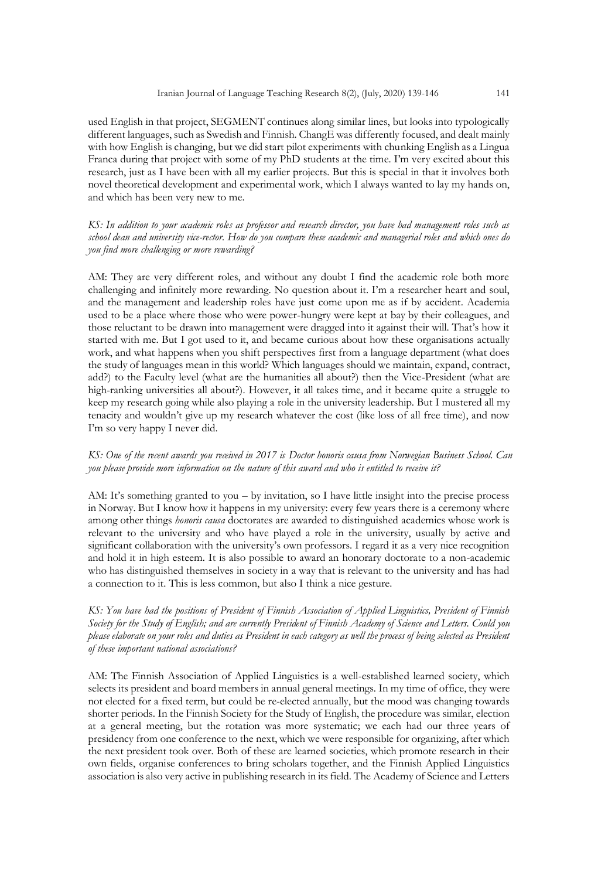used English in that project, SEGMENT continues along similar lines, but looks into typologically different languages, such as Swedish and Finnish. ChangE was differently focused, and dealt mainly with how English is changing, but we did start pilot experiments with chunking English as a Lingua Franca during that project with some of my PhD students at the time. I'm very excited about this research, just as I have been with all my earlier projects. But this is special in that it involves both novel theoretical development and experimental work, which I always wanted to lay my hands on, and which has been very new to me.

*KS: In addition to your academic roles as professor and research director, you have had management roles such as school dean and university vice-rector. How do you compare these academic and managerial roles and which ones do you find more challenging or more rewarding?*

AM: They are very different roles, and without any doubt I find the academic role both more challenging and infinitely more rewarding. No question about it. I'm a researcher heart and soul, and the management and leadership roles have just come upon me as if by accident. Academia used to be a place where those who were power-hungry were kept at bay by their colleagues, and those reluctant to be drawn into management were dragged into it against their will. That's how it started with me. But I got used to it, and became curious about how these organisations actually work, and what happens when you shift perspectives first from a language department (what does the study of languages mean in this world? Which languages should we maintain, expand, contract, add?) to the Faculty level (what are the humanities all about?) then the Vice-President (what are high-ranking universities all about?). However, it all takes time, and it became quite a struggle to keep my research going while also playing a role in the university leadership. But I mustered all my tenacity and wouldn't give up my research whatever the cost (like loss of all free time), and now I'm so very happy I never did.

*KS: One of the recent awards you received in 2017 is Doctor honoris causa from Norwegian Business School. Can you please provide more information on the nature of this award and who is entitled to receive it?*

AM: It's something granted to you – by invitation, so I have little insight into the precise process in Norway. But I know how it happens in my university: every few years there is a ceremony where among other things *honoris causa* doctorates are awarded to distinguished academics whose work is relevant to the university and who have played a role in the university, usually by active and significant collaboration with the university's own professors. I regard it as a very nice recognition and hold it in high esteem. It is also possible to award an honorary doctorate to a non-academic who has distinguished themselves in society in a way that is relevant to the university and has had a connection to it. This is less common, but also I think a nice gesture.

*KS: You have had the positions of President of Finnish Association of Applied Linguistics, President of Finnish Society for the Study of English; and are currently President of Finnish Academy of Science and Letters. Could you please elaborate on your roles and duties as President in each category as well the process of being selected as President of these important national associations?*

AM: The Finnish Association of Applied Linguistics is a well-established learned society, which selects its president and board members in annual general meetings. In my time of office, they were not elected for a fixed term, but could be re-elected annually, but the mood was changing towards shorter periods. In the Finnish Society for the Study of English, the procedure was similar, election at a general meeting, but the rotation was more systematic; we each had our three years of presidency from one conference to the next, which we were responsible for organizing, after which the next president took over. Both of these are learned societies, which promote research in their own fields, organise conferences to bring scholars together, and the Finnish Applied Linguistics association is also very active in publishing research in its field. The Academy of Science and Letters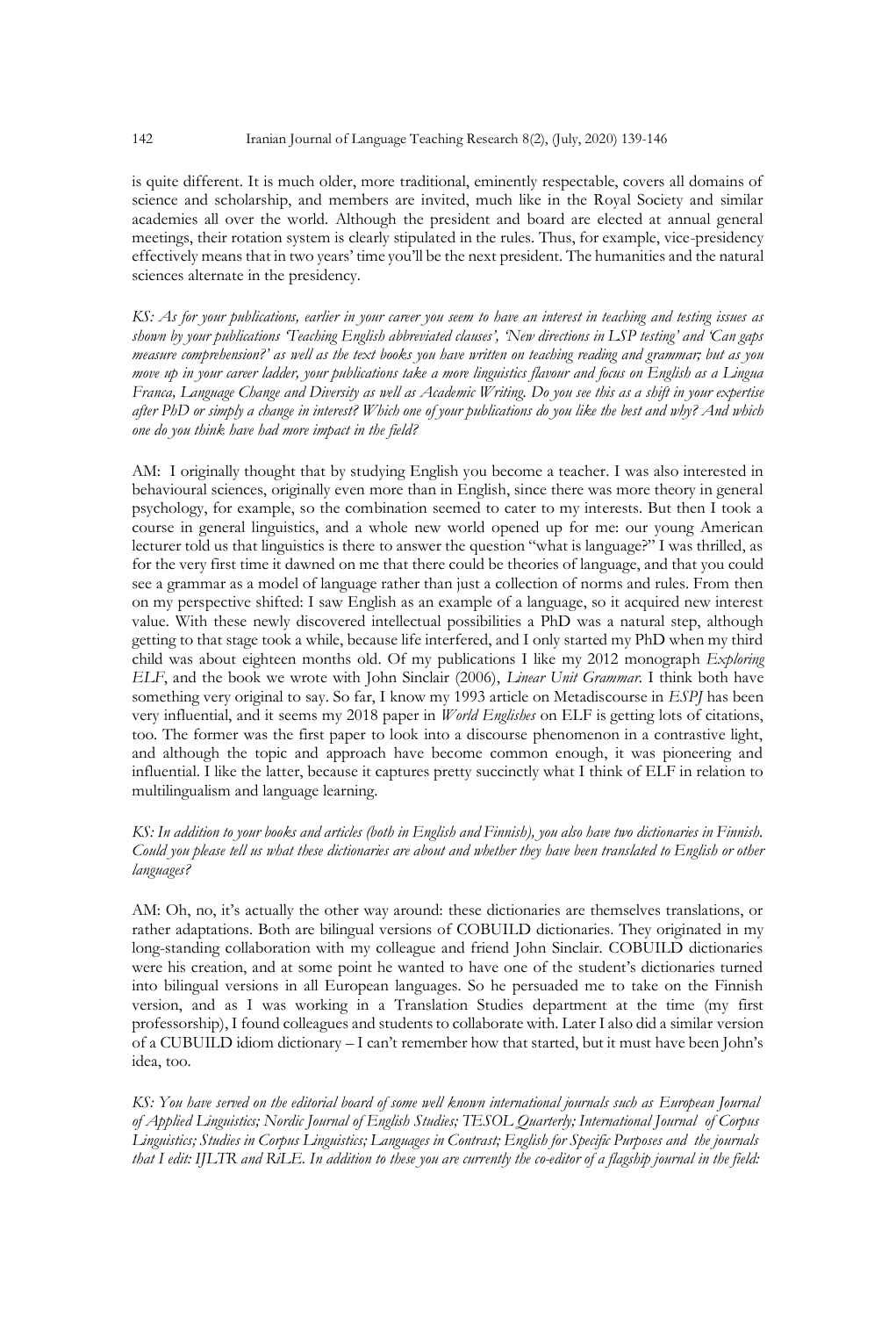is quite different. It is much older, more traditional, eminently respectable, covers all domains of science and scholarship, and members are invited, much like in the Royal Society and similar academies all over the world. Although the president and board are elected at annual general meetings, their rotation system is clearly stipulated in the rules. Thus, for example, vice-presidency effectively means that in two years' time you'll be the next president. The humanities and the natural sciences alternate in the presidency.

*KS: As for your publications, earlier in your career you seem to have an interest in teaching and testing issues as shown by your publications 'Teaching English abbreviated clauses', 'New directions in LSP testing' and 'Can gaps measure comprehension?' as well as the text books you have written on teaching reading and grammar; but as you move up in your career ladder, your publications take a more linguistics flavour and focus on English as a Lingua Franca, Language Change and Diversity as well as Academic Writing. Do you see this as a shift in your expertise after PhD or simply a change in interest? Which one of your publications do you like the best and why? And which one do you think have had more impact in the field?*

AM: I originally thought that by studying English you become a teacher. I was also interested in behavioural sciences, originally even more than in English, since there was more theory in general psychology, for example, so the combination seemed to cater to my interests. But then I took a course in general linguistics, and a whole new world opened up for me: our young American lecturer told us that linguistics is there to answer the question "what is language?" I was thrilled, as for the very first time it dawned on me that there could be theories of language, and that you could see a grammar as a model of language rather than just a collection of norms and rules. From then on my perspective shifted: I saw English as an example of a language, so it acquired new interest value. With these newly discovered intellectual possibilities a PhD was a natural step, although getting to that stage took a while, because life interfered, and I only started my PhD when my third child was about eighteen months old. Of my publications I like my 2012 monograph *Exploring ELF*, and the book we wrote with John Sinclair (2006), *Linear Unit Grammar*. I think both have something very original to say. So far, I know my 1993 article on Metadiscourse in *ESPJ* has been very influential, and it seems my 2018 paper in *World Englishes* on ELF is getting lots of citations, too. The former was the first paper to look into a discourse phenomenon in a contrastive light, and although the topic and approach have become common enough, it was pioneering and influential. I like the latter, because it captures pretty succinctly what I think of ELF in relation to multilingualism and language learning.

*KS: In addition to your books and articles (both in English and Finnish), you also have two dictionaries in Finnish. Could you please tell us what these dictionaries are about and whether they have been translated to English or other languages?*

AM: Oh, no, it's actually the other way around: these dictionaries are themselves translations, or rather adaptations. Both are bilingual versions of COBUILD dictionaries. They originated in my long-standing collaboration with my colleague and friend John Sinclair. COBUILD dictionaries were his creation, and at some point he wanted to have one of the student's dictionaries turned into bilingual versions in all European languages. So he persuaded me to take on the Finnish version, and as I was working in a Translation Studies department at the time (my first professorship), I found colleagues and students to collaborate with. Later I also did a similar version of a CUBUILD idiom dictionary – I can't remember how that started, but it must have been John's idea, too.

*KS: You have served on the editorial board of some well known international journals such as European Journal of Applied Linguistics; Nordic Journal of English Studies; TESOL Quarterly; International Journal of Corpus Linguistics; Studies in Corpus Linguistics; Languages in Contrast; English for Specific Purposes and the journals that I edit: IJLTR and RiLE. In addition to these you are currently the co-editor of a flagship journal in the field:*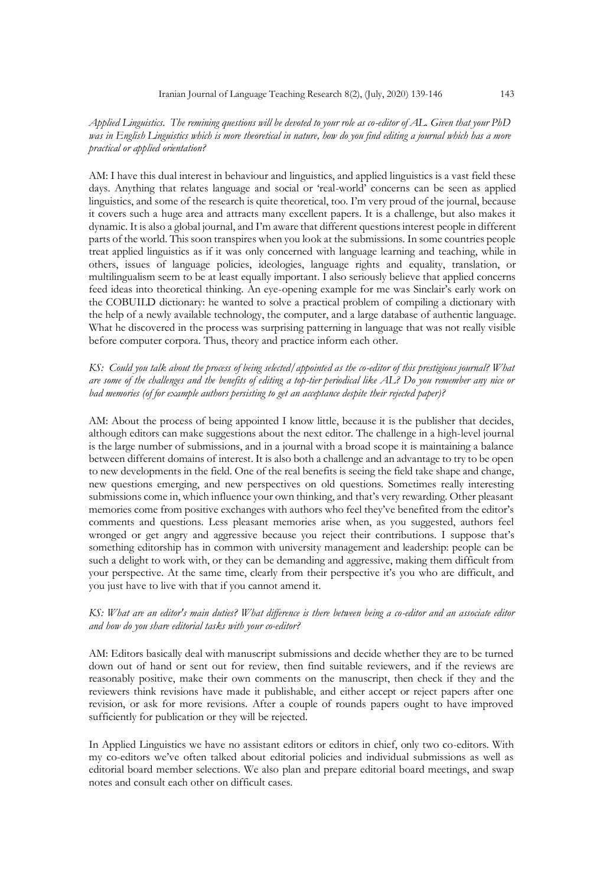*Applied Linguistics. The remining questions will be devoted to your role as co-editor of AL. Given that your PhD was in English Linguistics which is more theoretical in nature, how do you find editing a journal which has a more practical or applied orientation?*

AM: I have this dual interest in behaviour and linguistics, and applied linguistics is a vast field these days. Anything that relates language and social or 'real-world' concerns can be seen as applied linguistics, and some of the research is quite theoretical, too. I'm very proud of the journal, because it covers such a huge area and attracts many excellent papers. It is a challenge, but also makes it dynamic. It is also a global journal, and I'm aware that different questions interest people in different parts of the world. This soon transpires when you look at the submissions. In some countries people treat applied linguistics as if it was only concerned with language learning and teaching, while in others, issues of language policies, ideologies, language rights and equality, translation, or multilingualism seem to be at least equally important. I also seriously believe that applied concerns feed ideas into theoretical thinking. An eye-opening example for me was Sinclair's early work on the COBUILD dictionary: he wanted to solve a practical problem of compiling a dictionary with the help of a newly available technology, the computer, and a large database of authentic language. What he discovered in the process was surprising patterning in language that was not really visible before computer corpora. Thus, theory and practice inform each other.

*KS: Could you talk about the process of being selected/appointed as the co-editor of this prestigious journal? What are some of the challenges and the benefits of editing a top-tier periodical like AL? Do you remember any nice or bad memories (of for example authors persisting to get an acceptance despite their rejected paper)?*

AM: About the process of being appointed I know little, because it is the publisher that decides, although editors can make suggestions about the next editor. The challenge in a high-level journal is the large number of submissions, and in a journal with a broad scope it is maintaining a balance between different domains of interest. It is also both a challenge and an advantage to try to be open to new developments in the field. One of the real benefits is seeing the field take shape and change, new questions emerging, and new perspectives on old questions. Sometimes really interesting submissions come in, which influence your own thinking, and that's very rewarding. Other pleasant memories come from positive exchanges with authors who feel they've benefited from the editor's comments and questions. Less pleasant memories arise when, as you suggested, authors feel wronged or get angry and aggressive because you reject their contributions. I suppose that's something editorship has in common with university management and leadership: people can be such a delight to work with, or they can be demanding and aggressive, making them difficult from your perspective. At the same time, clearly from their perspective it's you who are difficult, and you just have to live with that if you cannot amend it.

*KS: What are an editor's main duties? What difference is there between being a co-editor and an associate editor and how do you share editorial tasks with your co-editor?*

AM: Editors basically deal with manuscript submissions and decide whether they are to be turned down out of hand or sent out for review, then find suitable reviewers, and if the reviews are reasonably positive, make their own comments on the manuscript, then check if they and the reviewers think revisions have made it publishable, and either accept or reject papers after one revision, or ask for more revisions. After a couple of rounds papers ought to have improved sufficiently for publication or they will be rejected.

In Applied Linguistics we have no assistant editors or editors in chief, only two co-editors. With my co-editors we've often talked about editorial policies and individual submissions as well as editorial board member selections. We also plan and prepare editorial board meetings, and swap notes and consult each other on difficult cases.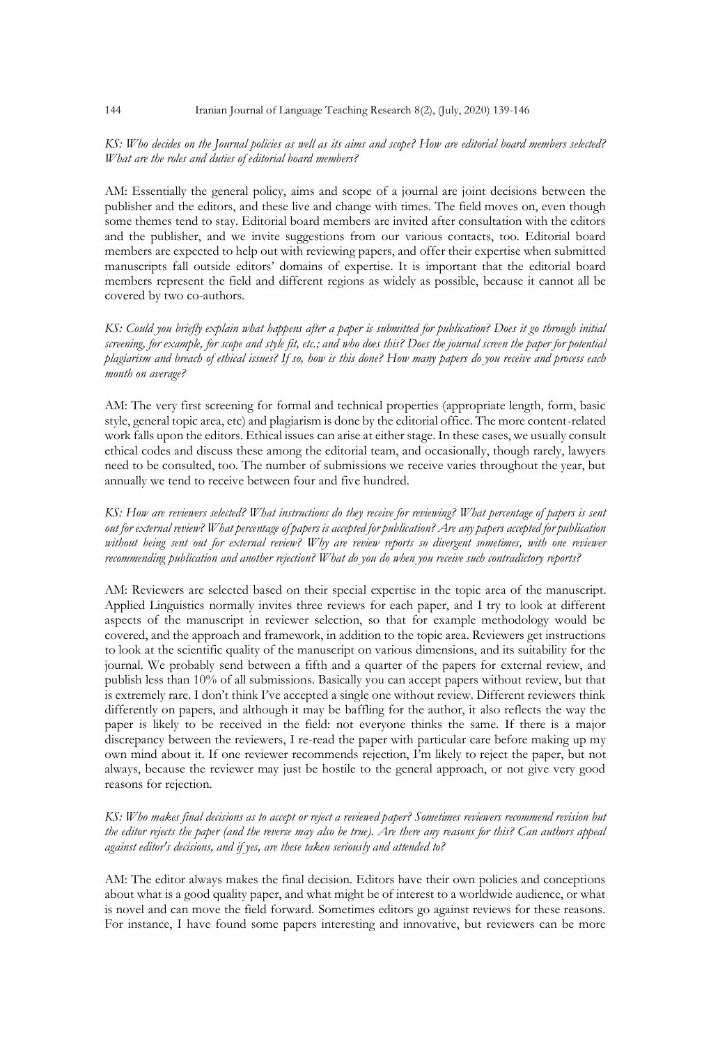*KS: Who decides on the Journal policies as well as its aims and scope? How are editorial board members selected? What are the roles and duties of editorial board members?*

AM: Essentially the general policy, aims and scope of a journal are joint decisions between the publisher and the editors, and these live and change with times. The field moves on, even though some themes tend to stay. Editorial board members are invited after consultation with the editors and the publisher, and we invite suggestions from our various contacts, too. Editorial board members are expected to help out with reviewing papers, and offer their expertise when submitted manuscripts fall outside editors' domains of expertise. It is important that the editorial board members represent the field and different regions as widely as possible, because it cannot all be covered by two co-authors.

*KS: Could you briefly explain what happens after a paper is submitted for publication? Does it go through initial screening, for example, for scope and style fit, etc.; and who does this? Does the journal screen the paper for potential plagiarism and breach of ethical issues? If so, how is this done? How many papers do you receive and process each month on average?*

AM: The very first screening for formal and technical properties (appropriate length, form, basic style, general topic area, etc) and plagiarism is done by the editorial office. The more content-related work falls upon the editors. Ethical issues can arise at either stage. In these cases, we usually consult ethical codes and discuss these among the editorial team, and occasionally, though rarely, lawyers need to be consulted, too. The number of submissions we receive varies throughout the year, but annually we tend to receive between four and five hundred.

*KS: How are reviewers selected? What instructions do they receive for reviewing? What percentage of papers is sent out for external review? What percentage of papers is accepted for publication? Are any papers accepted for publication without being sent out for external review? Why are review reports so divergent sometimes, with one reviewer recommending publication and another rejection? What do you do when you receive such contradictory reports?*

AM: Reviewers are selected based on their special expertise in the topic area of the manuscript. Applied Linguistics normally invites three reviews for each paper, and I try to look at different aspects of the manuscript in reviewer selection, so that for example methodology would be covered, and the approach and framework, in addition to the topic area. Reviewers get instructions to look at the scientific quality of the manuscript on various dimensions, and its suitability for the journal. We probably send between a fifth and a quarter of the papers for external review, and publish less than 10% of all submissions. Basically you can accept papers without review, but that is extremely rare. I don't think I've accepted a single one without review. Different reviewers think differently on papers, and although it may be baffling for the author, it also reflects the way the paper is likely to be received in the field: not everyone thinks the same. If there is a major discrepancy between the reviewers, I re-read the paper with particular care before making up my own mind about it. If one reviewer recommends rejection, I'm likely to reject the paper, but not always, because the reviewer may just be hostile to the general approach, or not give very good reasons for rejection.

*KS: Who makes final decisions as to accept or reject a reviewed paper? Sometimes reviewers recommend revision but the editor rejects the paper (and the reverse may also be true). Are there any reasons for this? Can authors appeal against editor's decisions, and if yes, are these taken seriously and attended to?*

AM: The editor always makes the final decision. Editors have their own policies and conceptions about what is a good quality paper, and what might be of interest to a worldwide audience, or what is novel and can move the field forward. Sometimes editors go against reviews for these reasons. For instance, I have found some papers interesting and innovative, but reviewers can be more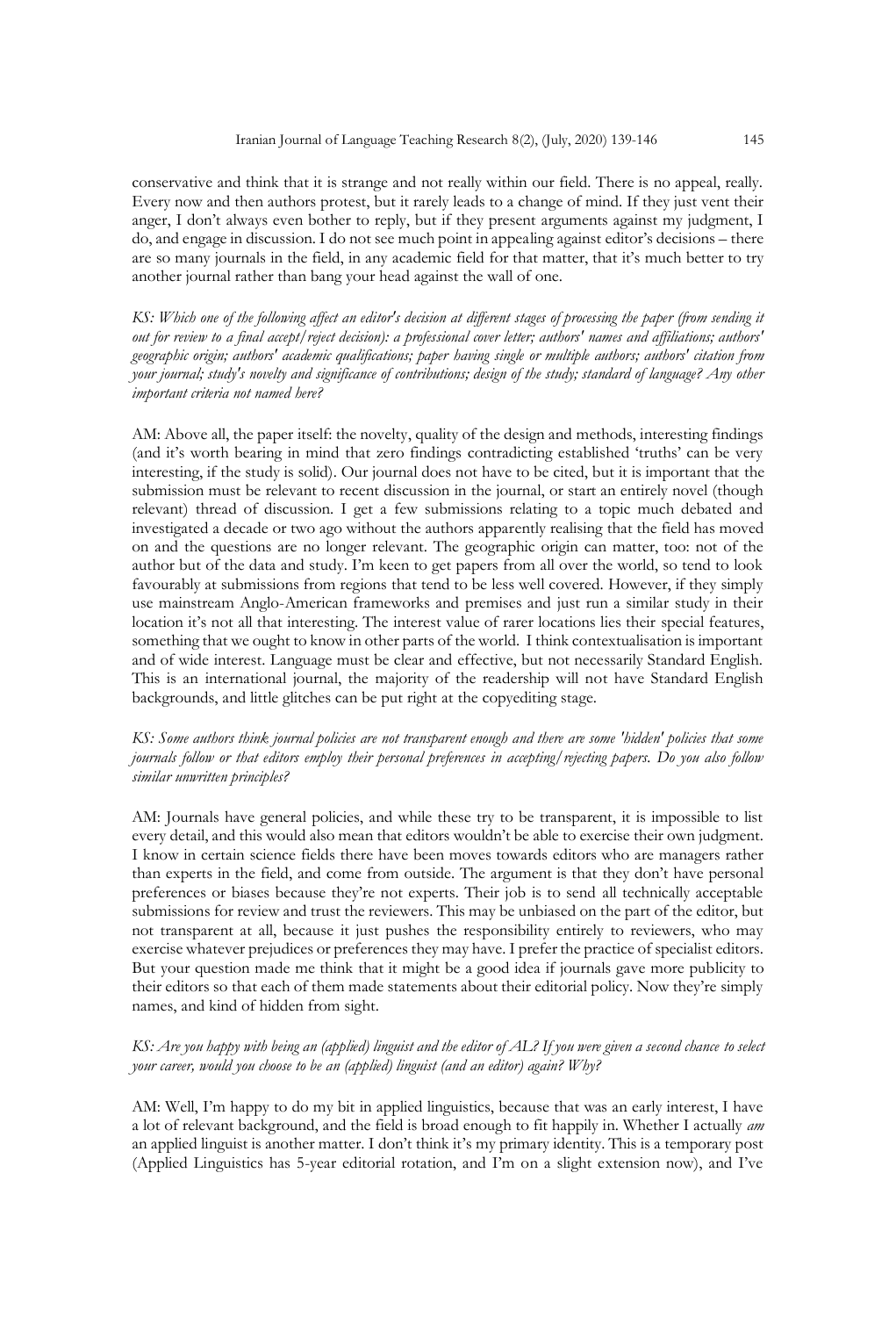conservative and think that it is strange and not really within our field. There is no appeal, really. Every now and then authors protest, but it rarely leads to a change of mind. If they just vent their anger, I don't always even bother to reply, but if they present arguments against my judgment, I do, and engage in discussion. I do not see much point in appealing against editor's decisions – there are so many journals in the field, in any academic field for that matter, that it's much better to try another journal rather than bang your head against the wall of one.

*KS: Which one of the following affect an editor's decision at different stages of processing the paper (from sending it out for review to a final accept/reject decision): a professional cover letter; authors' names and affiliations; authors' geographic origin; authors' academic qualifications; paper having single or multiple authors; authors' citation from your journal; study's novelty and significance of contributions; design of the study; standard of language? Any other important criteria not named here?*

AM: Above all, the paper itself: the novelty, quality of the design and methods, interesting findings (and it's worth bearing in mind that zero findings contradicting established 'truths' can be very interesting, if the study is solid). Our journal does not have to be cited, but it is important that the submission must be relevant to recent discussion in the journal, or start an entirely novel (though relevant) thread of discussion. I get a few submissions relating to a topic much debated and investigated a decade or two ago without the authors apparently realising that the field has moved on and the questions are no longer relevant. The geographic origin can matter, too: not of the author but of the data and study. I'm keen to get papers from all over the world, so tend to look favourably at submissions from regions that tend to be less well covered. However, if they simply use mainstream Anglo-American frameworks and premises and just run a similar study in their location it's not all that interesting. The interest value of rarer locations lies their special features, something that we ought to know in other parts of the world. I think contextualisation is important and of wide interest. Language must be clear and effective, but not necessarily Standard English. This is an international journal, the majority of the readership will not have Standard English backgrounds, and little glitches can be put right at the copyediting stage.

*KS: Some authors think journal policies are not transparent enough and there are some 'hidden' policies that some journals follow or that editors employ their personal preferences in accepting/rejecting papers. Do you also follow similar unwritten principles?*

AM: Journals have general policies, and while these try to be transparent, it is impossible to list every detail, and this would also mean that editors wouldn't be able to exercise their own judgment. I know in certain science fields there have been moves towards editors who are managers rather than experts in the field, and come from outside. The argument is that they don't have personal preferences or biases because they're not experts. Their job is to send all technically acceptable submissions for review and trust the reviewers. This may be unbiased on the part of the editor, but not transparent at all, because it just pushes the responsibility entirely to reviewers, who may exercise whatever prejudices or preferences they may have. I prefer the practice of specialist editors. But your question made me think that it might be a good idea if journals gave more publicity to their editors so that each of them made statements about their editorial policy. Now they're simply names, and kind of hidden from sight.

*KS: Are you happy with being an (applied) linguist and the editor of AL? If you were given a second chance to select your career, would you choose to be an (applied) linguist (and an editor) again? Why?*

AM: Well, I'm happy to do my bit in applied linguistics, because that was an early interest, I have a lot of relevant background, and the field is broad enough to fit happily in. Whether I actually *am* an applied linguist is another matter. I don't think it's my primary identity. This is a temporary post (Applied Linguistics has 5-year editorial rotation, and I'm on a slight extension now), and I've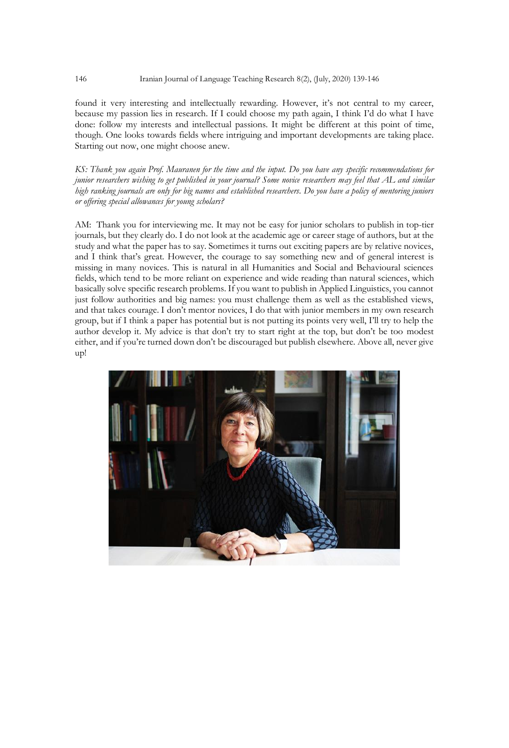found it very interesting and intellectually rewarding. However, it's not central to my career, because my passion lies in research. If I could choose my path again, I think I'd do what I have done: follow my interests and intellectual passions. It might be different at this point of time, though. One looks towards fields where intriguing and important developments are taking place. Starting out now, one might choose anew.

*KS: Thank you again Prof. Mauranen for the time and the input. Do you have any specific recommendations for junior researchers wishing to get published in your journal? Some novice researchers may feel that AL and similar high ranking journals are only for big names and established researchers. Do you have a policy of mentoring juniors or offering special allowances for young scholars?*

AM: Thank you for interviewing me. It may not be easy for junior scholars to publish in top-tier journals, but they clearly do. I do not look at the academic age or career stage of authors, but at the study and what the paper has to say. Sometimes it turns out exciting papers are by relative novices, and I think that's great. However, the courage to say something new and of general interest is missing in many novices. This is natural in all Humanities and Social and Behavioural sciences fields, which tend to be more reliant on experience and wide reading than natural sciences, which basically solve specific research problems. If you want to publish in Applied Linguistics, you cannot just follow authorities and big names: you must challenge them as well as the established views, and that takes courage. I don't mentor novices, I do that with junior members in my own research group, but if I think a paper has potential but is not putting its points very well, I'll try to help the author develop it. My advice is that don't try to start right at the top, but don't be too modest either, and if you're turned down don't be discouraged but publish elsewhere. Above all, never give up!